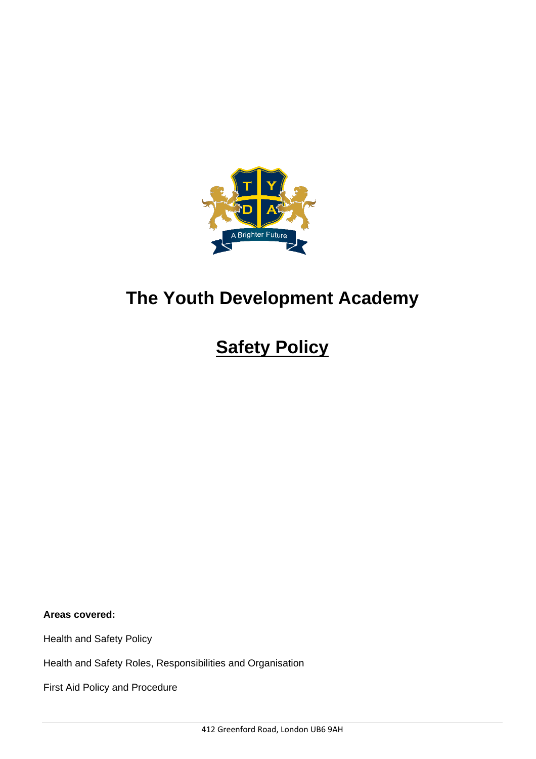# The Youth Development Academy

## Safety Policy

**Areas covered:**

Health and Safety Policy

Health and Safety Roles, Responsibilities and Organisation

First Aid Policy and Procedure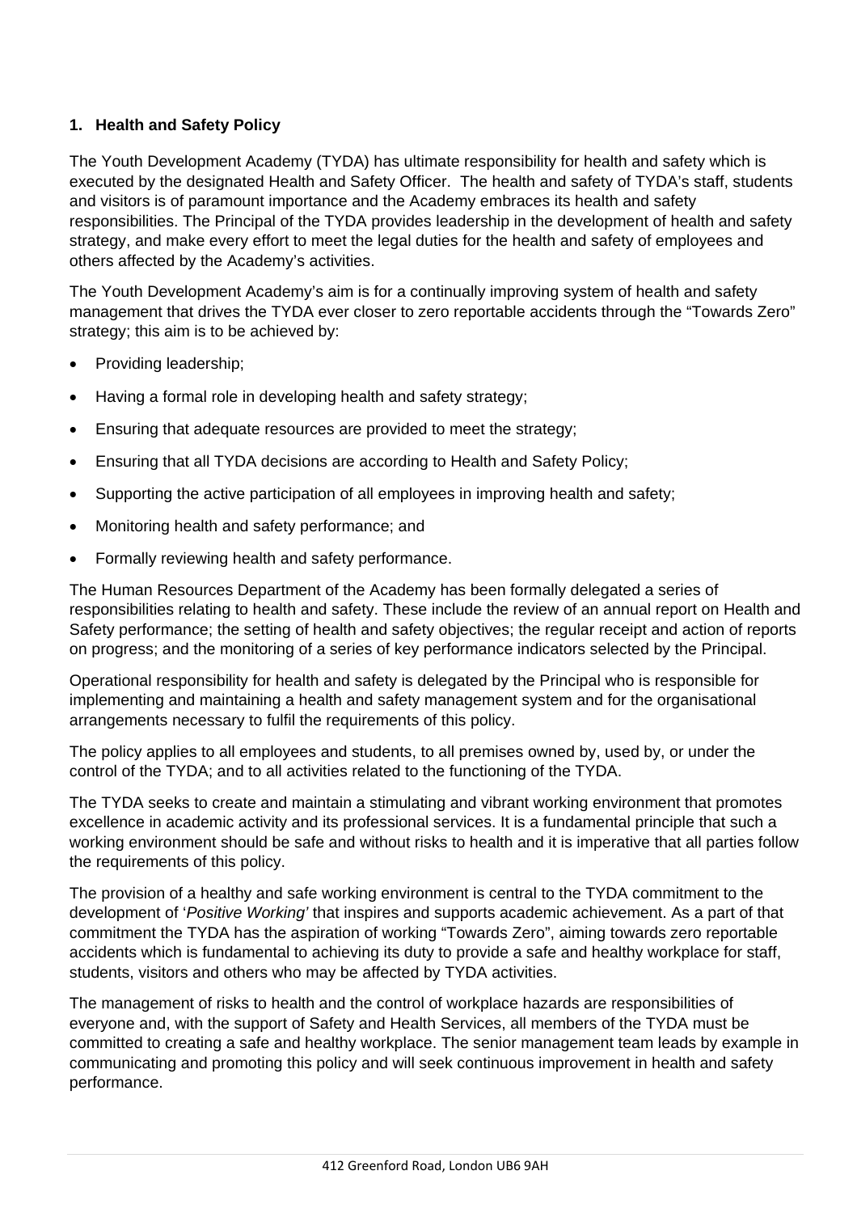## 1. Health and Safety Policy

The Youth Development Academy (TYDA) has ultimate responsibility for health and safety which is executed by the designated Health and Safety Officer. The health and safety of TYDA's staff, students and visitors is of paramount importance and the Academy embraces its health and safety responsibilities. The Principal of the TYDA provides leadership in the development of health and safety strategy, and make every effort to meet the legal duties for the health and safety of employees and others affected by the Academy's activities.

The Youth Development Academy's aim is for a continually improving system of health and safety management that drives the TYDA ever closer to zero reportable accidents through the "Towards Zero" strategy; this aim is to be achieved by:

- Providing leadership;
- Having a formal role in developing health and safety strategy;
- Ensuring that adequate resources are provided to meet the strategy;
- Ensuring that all TYDA decisions are according to Health and Safety Policy;
- Supporting the active participation of all employees in improving health and safety;
- Monitoring health and safety performance; and
- Formally reviewing health and safety performance.

The Human Resources Department of the Academy has been formally delegated a series of responsibilities relating to health and safety. These include the review of an annual report on Health and Safety performance; the setting of health and safety objectives; the regular receipt and action of reports on progress; and the monitoring of a series of key performance indicators selected by the Principal.

Operational responsibility for health and safety is delegated by the Principal who is responsible for implementing and maintaining a health and safety management system and for the organisational arrangements necessary to fulfil the requirements of this policy.

The policy applies to all employees and students, to all premises owned by, used by, or under the control of the TYDA; and to all activities related to the functioning of the TYDA.

The TYDA seeks to create and maintain a stimulating and vibrant working environment that promotes excellence in academic activity and its professional services. It is a fundamental principle that such a working environment should be safe and without risks to health and it is imperative that all parties follow the requirements of this policy.

The provision of a healthy and safe working environment is central to the TYDA commitment to the development of '*Positive Working'* that inspires and supports academic achievement. As a part of that commitment the TYDA has the aspiration of working "Towards Zero", aiming towards zero reportable accidents which is fundamental to achieving its duty to provide a safe and healthy workplace for staff, students, visitors and others who may be affected by TYDA activities.

The management of risks to health and the control of workplace hazards are responsibilities of everyone and, with the support of Safety and Health Services, all members of the TYDA must be committed to creating a safe and healthy workplace. The senior management team leads by example in communicating and promoting this policy and will seek continuous improvement in health and safety performance.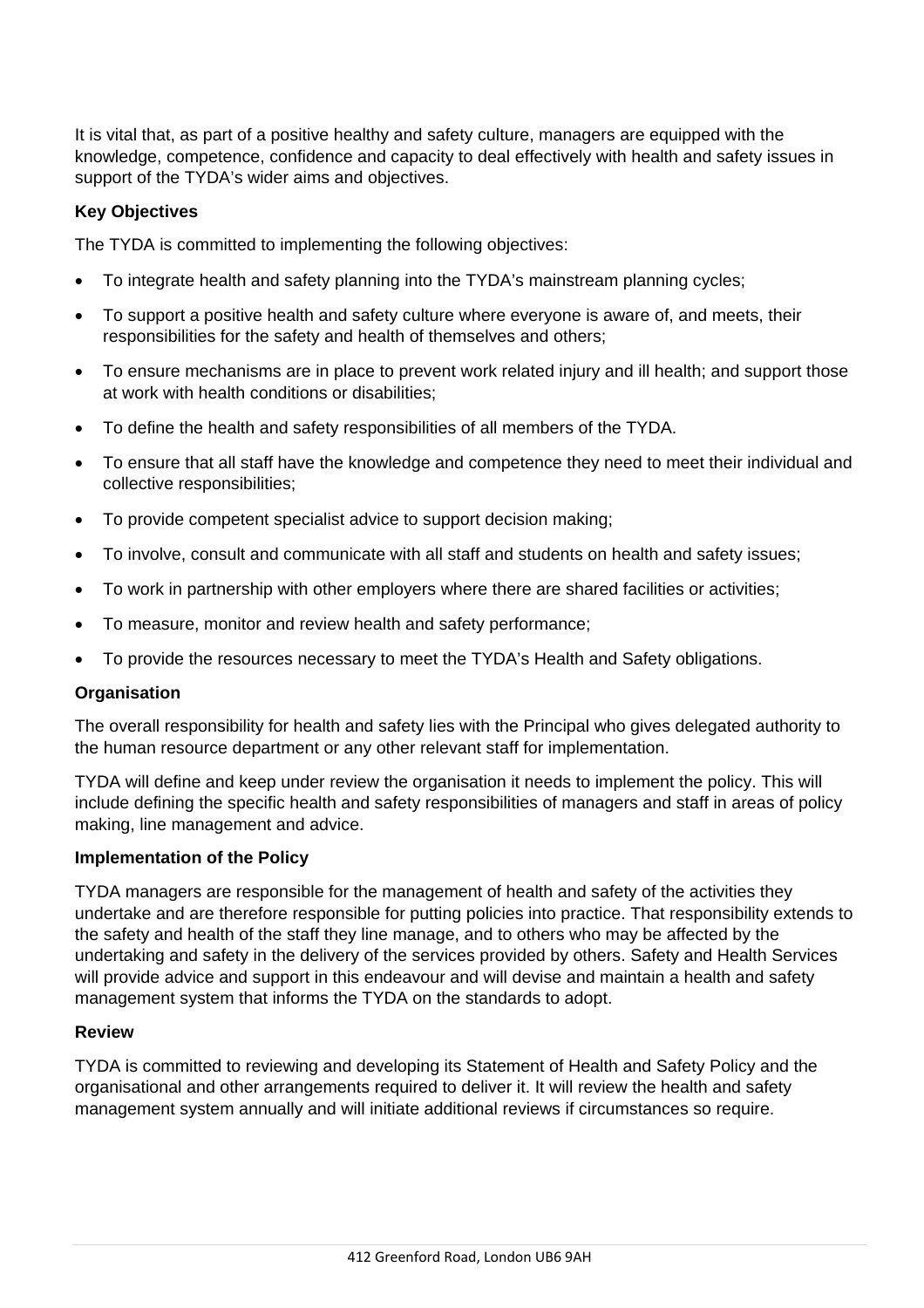It is vital that, as part of a positive healthy and safety culture, managers are equipped with the knowledge, competence, confidence and capacity to deal effectively with health and safety issues in support of the TYDA's wider aims and objectives.

**Key Objectives**

The TYDA is committed to implementing the following objectives:

- To integrate health and safety planning into the TYDA's mainstream planning cycles;
- To support a positive health and safety culture where everyone is aware of, and meets, their responsibilities for the safety and health of themselves and others;
- To ensure mechanisms are in place to prevent work related injury and ill health; and support those at work with health conditions or disabilities;
- To define the health and safety responsibilities of all members of the TYDA.
- To ensure that all staff have the knowledge and competence they need to meet their individual and collective responsibilities;
- To provide competent specialist advice to support decision making;
- To involve, consult and communicate with all staff and students on health and safety issues;
- To work in partnership with other employers where there are shared facilities or activities;
- To measure, monitor and review health and safety performance;
- To provide the resources necessary to meet the TYDA's Health and Safety obligations.

**Organisation**

The overall responsibility for health and safety lies with the Principal who gives delegated authority to the human resource department or any other relevant staff for implementation.

TYDA will define and keep under review the organisation it needs to implement the policy. This will include defining the specific health and safety responsibilities of managers and staff in areas of policy making, line management and advice.

**Implementation of the Policy**

TYDA managers are responsible for the management of health and safety of the activities they undertake and are therefore responsible for putting policies into practice. That responsibility extends to the safety and health of the staff they line manage, and to others who may be affected by the undertaking and safety in the delivery of the services provided by others. Safety and Health Services will provide advice and support in this endeavour and will devise and maintain a health and safety management system that informs the TYDA on the standards to adopt.

**Review**

TYDA is committed to reviewing and developing its Statement of Health and Safety Policy and the organisational and other arrangements required to deliver it. It will review the health and safety management system annually and will initiate additional reviews if circumstances so require.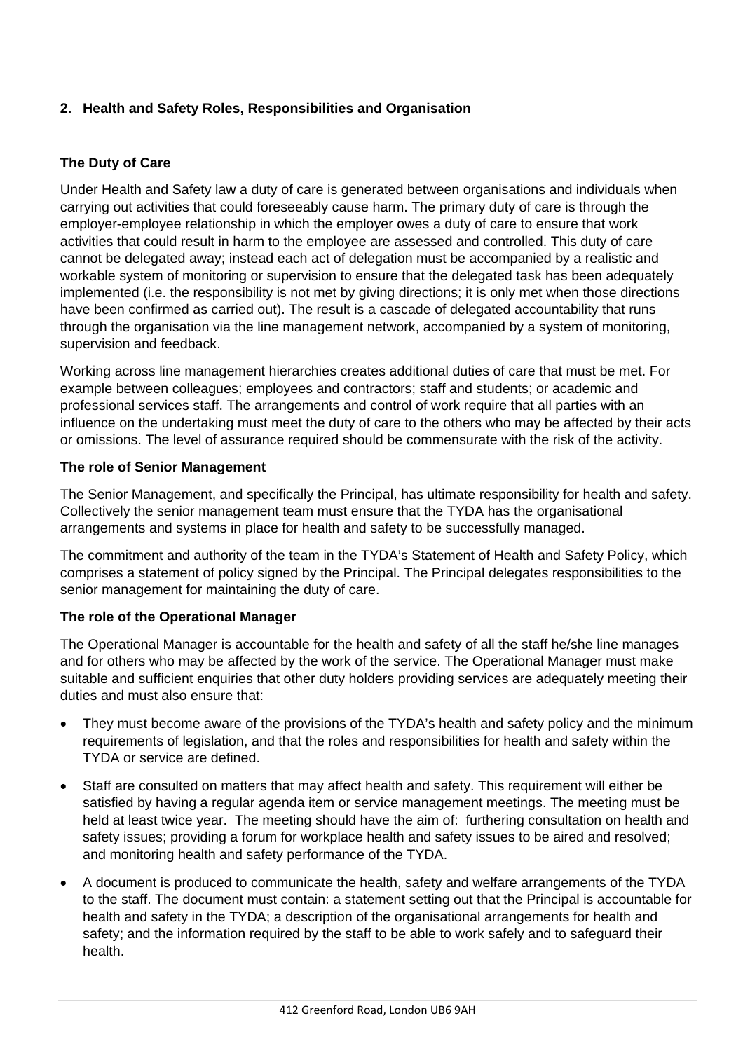## 2. Health and Safety Roles, Responsibilities and Organisation

### The Duty of Care

Under Health and Safety law a duty of care is generated between organisations and individuals when carrying out activities that could foreseeably cause harm. The primary duty of care is through the employer-employee relationship in which the employer owes a duty of care to ensure that work activities that could result in harm to the employee are assessed and controlled. This duty of care cannot be delegated away; instead each act of delegation must be accompanied by a realistic and workable system of monitoring or supervision to ensure that the delegated task has been adequately implemented (i.e. the responsibility is not met by giving directions; it is only met when those directions have been confirmed as carried out). The result is a cascade of delegated accountability that runs through the organisation via the line management network, accompanied by a system of monitoring, supervision and feedback.

Working across line management hierarchies creates additional duties of care that must be met. For example between colleagues; employees and contractors; staff and students; or academic and professional services staff. The arrangements and control of work require that all parties with an influence on the undertaking must meet the duty of care to the others who may be affected by their acts or omissions. The level of assurance required should be commensurate with the risk of the activity.

### The role of Senior Management

The Senior Management, and specifically the Principal, has ultimate responsibility for health and safety. Collectively the senior management team must ensure that the TYDA has the organisational arrangements and systems in place for health and safety to be successfully managed.

The commitment and authority of the team in the TYDA's Statement of Health and Safety Policy, which comprises a statement of policy signed by the Principal. The Principal delegates responsibilities to the senior management for maintaining the duty of care.

### The role of the Operational Manager

The Operational Manager is accountable for the health and safety of all the staff he/she line manages and for others who may be affected by the work of the service. The Operational Manager must make suitable and sufficient enquiries that other duty holders providing services are adequately meeting their duties and must also ensure that:

- They must become aware of the provisions of the TYDA's health and safety policy and the minimum requirements of legislation, and that the roles and responsibilities for health and safety within the TYDA or service are defined.
- Staff are consulted on matters that may affect health and safety. This requirement will either be satisfied by having a regular agenda item or service management meetings. The meeting must be held at least twice year. The meeting should have the aim of: furthering consultation on health and safety issues; providing a forum for workplace health and safety issues to be aired and resolved; and monitoring health and safety performance of the TYDA.
- A document is produced to communicate the health, safety and welfare arrangements of the TYDA to the staff. The document must contain: a statement setting out that the Principal is accountable for health and safety in the TYDA; a description of the organisational arrangements for health and safety; and the information required by the staff to be able to work safely and to safeguard their health.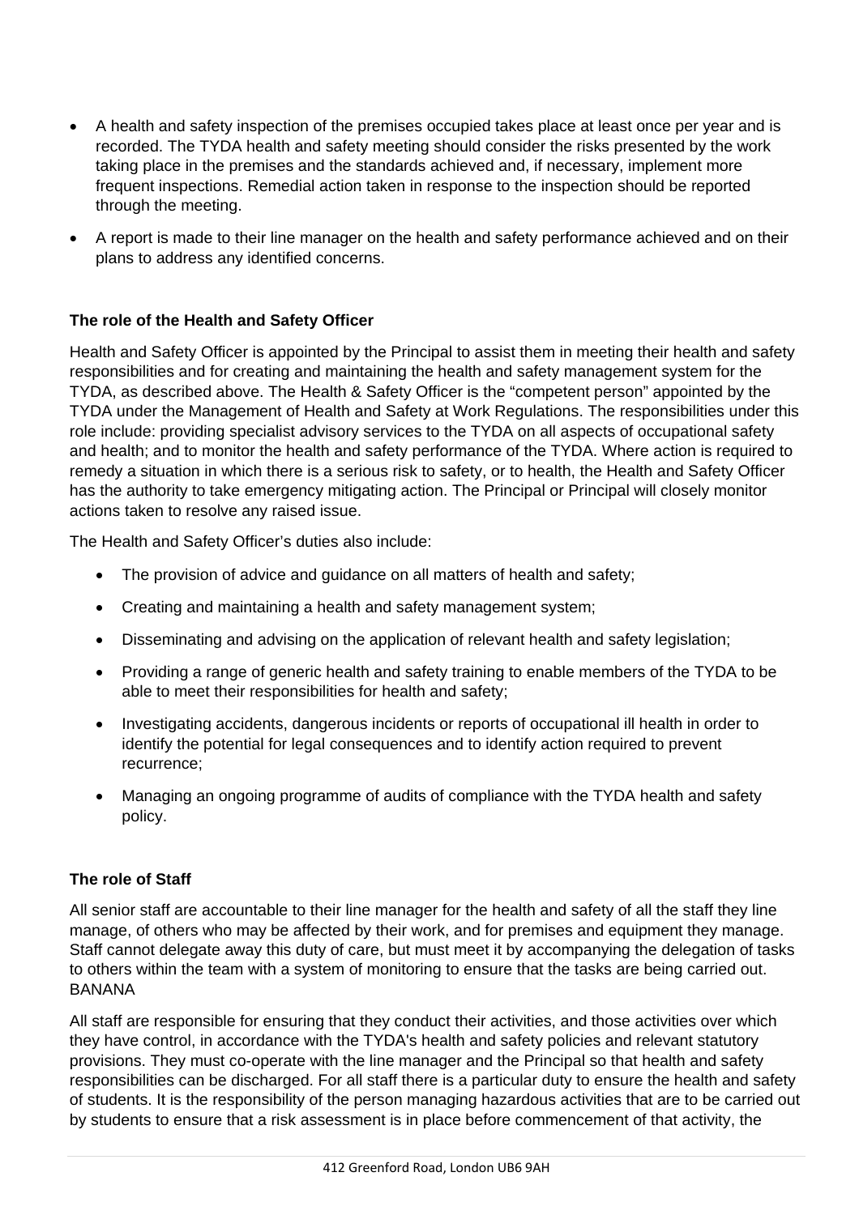- A health and safety inspection of the premises occupied takes place at least once per year and is recorded. The TYDA health and safety meeting should consider the risks presented by the work taking place in the premises and the standards achieved and, if necessary, implement more frequent inspections. Remedial action taken in response to the inspection should be reported through the meeting.
- A report is made to their line manager on the health and safety performance achieved and on their plans to address any identified concerns.

**The role of the Health and Safety Officer**

Health and Safety Officer is appointed by the Principal to assist them in meeting their health and safety responsibilities and for creating and maintaining the health and safety management system for the TYDA, as described above. The Health & Safety Officer is the "competent person" appointed by the TYDA under the Management of Health and Safety at Work Regulations. The responsibilities under this role include: providing specialist advisory services to the TYDA on all aspects of occupational safety and health; and to monitor the health and safety performance of the TYDA. Where action is required to remedy a situation in which there is a serious risk to safety, or to health, the Health and Safety Officer has the authority to take emergency mitigating action. The Principal or Principal will closely monitor actions taken to resolve any raised issue.

The Health and Safety Officer's duties also include:

- The provision of advice and guidance on all matters of health and safety;
- Creating and maintaining a health and safety management system;
- Disseminating and advising on the application of relevant health and safety legislation;
- Providing a range of generic health and safety training to enable members of the TYDA to be able to meet their responsibilities for health and safety;
- Investigating accidents, dangerous incidents or reports of occupational ill health in order to identify the potential for legal consequences and to identify action required to prevent recurrence;
- Managing an ongoing programme of audits of compliance with the TYDA health and safety policy.

**The role of Staff**

All senior staff are accountable to their line manager for the health and safety of all the staff they line manage, of others who may be affected by their work, and for premises and equipment they manage. Staff cannot delegate away this duty of care, but must meet it by accompanying the delegation of tasks to others within the team with a system of monitoring to ensure that the tasks are being carried out. BANANA

All staff are responsible for ensuring that they conduct their activities, and those activities over which they have control, in accordance with the TYDA's health and safety policies and relevant statutory provisions. They must co-operate with the line manager and the Principal so that health and safety responsibilities can be discharged. For all staff there is a particular duty to ensure the health and safety of students. It is the responsibility of the person managing hazardous activities that are to be carried out by students to ensure that a risk assessment is in place before commencement of that activity, the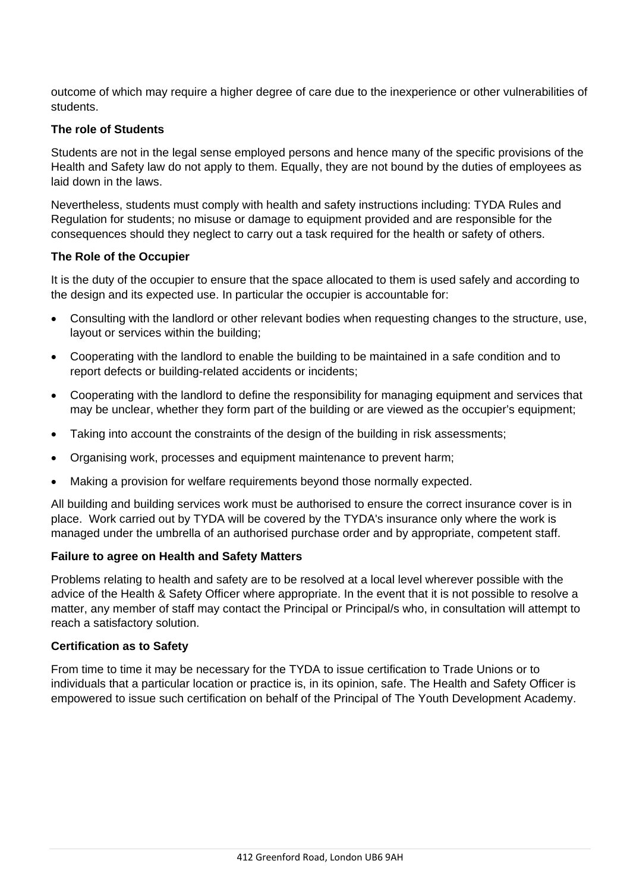outcome of which may require a higher degree of care due to the inexperience or other vulnerabilities of students.

**The role of Students**

Students are not in the legal sense employed persons and hence many of the specific provisions of the Health and Safety law do not apply to them. Equally, they are not bound by the duties of employees as laid down in the laws.

Nevertheless, students must comply with health and safety instructions including: TYDA Rules and Regulation for students; no misuse or damage to equipment provided and are responsible for the consequences should they neglect to carry out a task required for the health or safety of others.

**The Role of the Occupier**

It is the duty of the occupier to ensure that the space allocated to them is used safely and according to the design and its expected use. In particular the occupier is accountable for:

- Consulting with the landlord or other relevant bodies when requesting changes to the structure, use, layout or services within the building;
- Cooperating with the landlord to enable the building to be maintained in a safe condition and to report defects or building-related accidents or incidents;
- Cooperating with the landlord to define the responsibility for managing equipment and services that may be unclear, whether they form part of the building or are viewed as the occupier's equipment;
- Taking into account the constraints of the design of the building in risk assessments;
- Organising work, processes and equipment maintenance to prevent harm;
- Making a provision for welfare requirements beyond those normally expected.

All building and building services work must be authorised to ensure the correct insurance cover is in place. Work carried out by TYDA will be covered by the TYDA's insurance only where the work is managed under the umbrella of an authorised purchase order and by appropriate, competent staff.

**Failure to agree on Health and Safety Matters**

Problems relating to health and safety are to be resolved at a local level wherever possible with the advice of the Health & Safety Officer where appropriate. In the event that it is not possible to resolve a matter, any member of staff may contact the Principal or Principal/s who, in consultation will attempt to reach a satisfactory solution.

**Certification as to Safety**

From time to time it may be necessary for the TYDA to issue certification to Trade Unions or to individuals that a particular location or practice is, in its opinion, safe. The Health and Safety Officer is empowered to issue such certification on behalf of the Principal of The Youth Development Academy.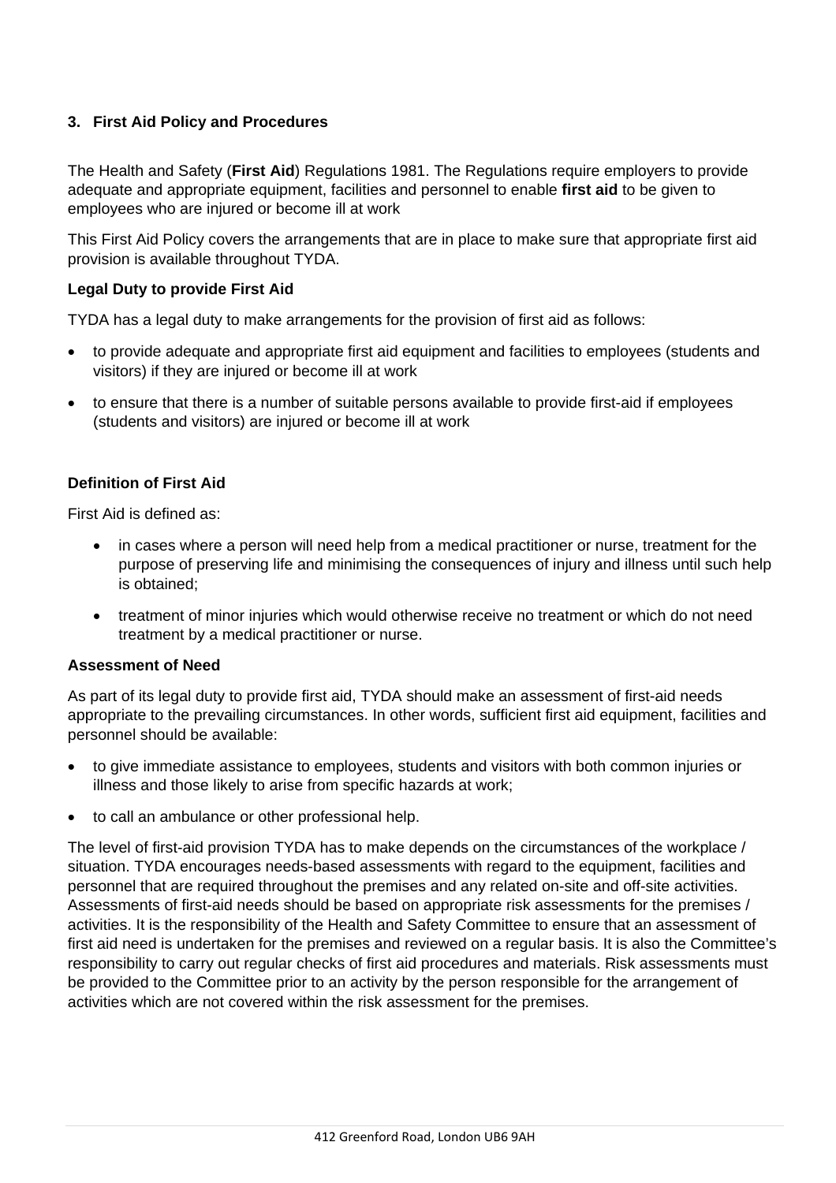## 3. First Aid Policy and Procedures

The Health and Safety (**First Aid**) Regulations 1981. The Regulations require employers to provide adequate and appropriate equipment, facilities and personnel to enable **first aid** to be given to employees who are injured or become ill at work

This First Aid Policy covers the arrangements that are in place to make sure that appropriate first aid provision is available throughout TYDA.

**Legal Duty to provide First Aid**

TYDA has a legal duty to make arrangements for the provision of first aid as follows:

- to provide adequate and appropriate first aid equipment and facilities to employees (students and visitors) if they are injured or become ill at work
- to ensure that there is a number of suitable persons available to provide first-aid if employees (students and visitors) are injured or become ill at work

**Definition of First Aid**

First Aid is defined as:

- in cases where a person will need help from a medical practitioner or nurse, treatment for the purpose of preserving life and minimising the consequences of injury and illness until such help is obtained;
- treatment of minor injuries which would otherwise receive no treatment or which do not need treatment by a medical practitioner or nurse.

**Assessment of Need**

As part of its legal duty to provide first aid, TYDA should make an assessment of first-aid needs appropriate to the prevailing circumstances. In other words, sufficient first aid equipment, facilities and personnel should be available:

- to give immediate assistance to employees, students and visitors with both common injuries or illness and those likely to arise from specific hazards at work;
- to call an ambulance or other professional help.

The level of first-aid provision TYDA has to make depends on the circumstances of the workplace / situation. TYDA encourages needs-based assessments with regard to the equipment, facilities and personnel that are required throughout the premises and any related on-site and off-site activities. Assessments of first-aid needs should be based on appropriate risk assessments for the premises / activities. It is the responsibility of the Health and Safety Committee to ensure that an assessment of first aid need is undertaken for the premises and reviewed on a regular basis. It is also the Committee's responsibility to carry out regular checks of first aid procedures and materials. Risk assessments must be provided to the Committee prior to an activity by the person responsible for the arrangement of activities which are not covered within the risk assessment for the premises.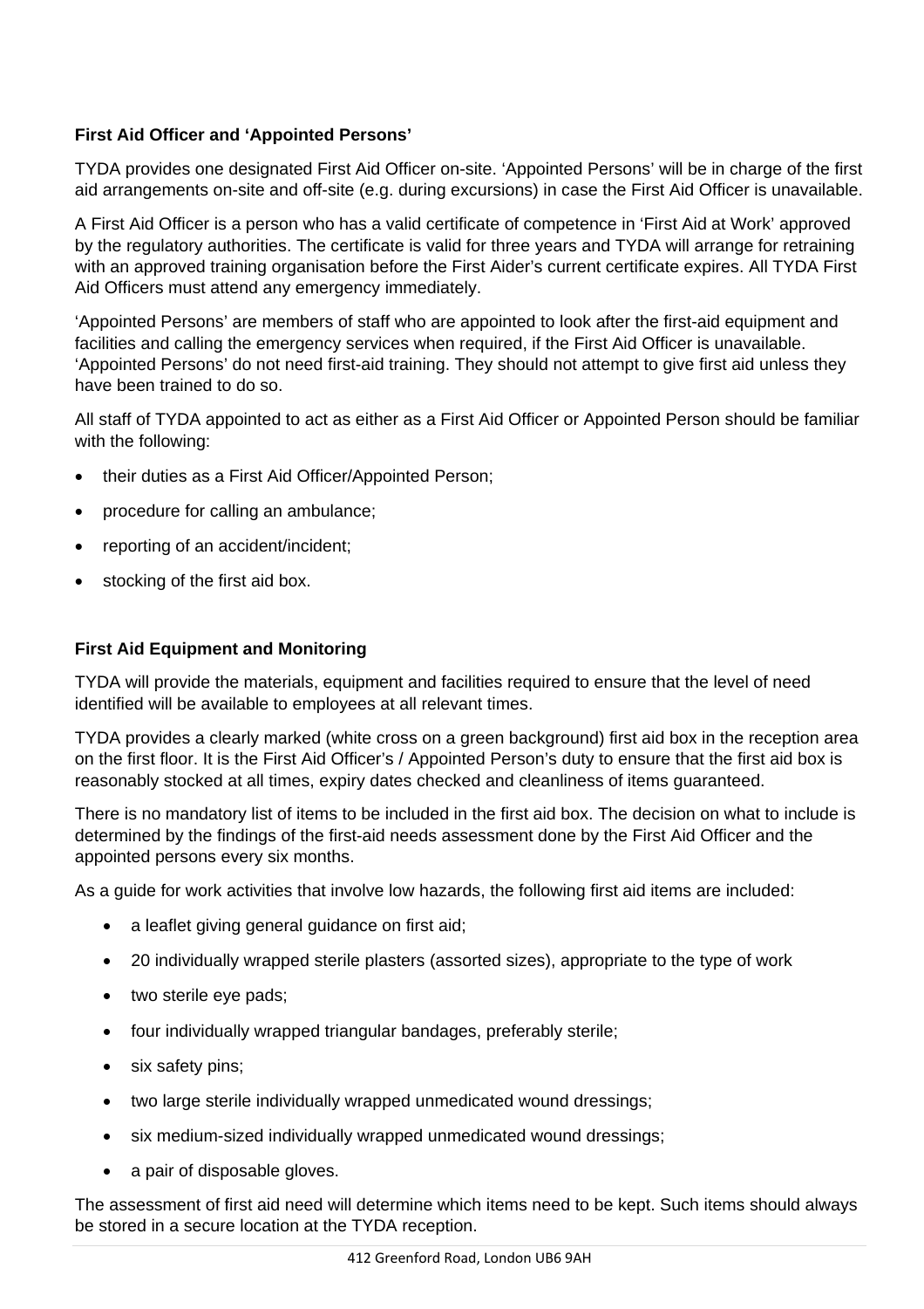**First Aid Officer and 'Appointed Persons'**

TYDA provides one designated First Aid Officer on-site. 'Appointed Persons' will be in charge of the first aid arrangements on-site and off-site (e.g. during excursions) in case the First Aid Officer is unavailable.

A First Aid Officer is a person who has a valid certificate of competence in 'First Aid at Work' approved by the regulatory authorities. The certificate is valid for three years and TYDA will arrange for retraining with an approved training organisation before the First Aider's current certificate expires. All TYDA First Aid Officers must attend any emergency immediately.

'Appointed Persons' are members of staff who are appointed to look after the first-aid equipment and facilities and calling the emergency services when required, if the First Aid Officer is unavailable. 'Appointed Persons' do not need first-aid training. They should not attempt to give first aid unless they have been trained to do so.

All staff of TYDA appointed to act as either as a First Aid Officer or Appointed Person should be familiar with the following:

- their duties as a First Aid Officer/Appointed Person;
- procedure for calling an ambulance;
- reporting of an accident/incident;
- stocking of the first aid box.

**First Aid Equipment and Monitoring**

TYDA will provide the materials, equipment and facilities required to ensure that the level of need identified will be available to employees at all relevant times.

TYDA provides a clearly marked (white cross on a green background) first aid box in the reception area on the first floor. It is the First Aid Officer's / Appointed Person's duty to ensure that the first aid box is reasonably stocked at all times, expiry dates checked and cleanliness of items guaranteed.

There is no mandatory list of items to be included in the first aid box. The decision on what to include is determined by the findings of the first-aid needs assessment done by the First Aid Officer and the appointed persons every six months.

As a guide for work activities that involve low hazards, the following first aid items are included:

- a leaflet giving general guidance on first aid;
- 20 individually wrapped sterile plasters (assorted sizes), appropriate to the type of work
- two sterile eye pads;
- four individually wrapped triangular bandages, preferably sterile;
- six safety pins;
- two large sterile individually wrapped unmedicated wound dressings;
- six medium-sized individually wrapped unmedicated wound dressings;
- a pair of disposable gloves.

The assessment of first aid need will determine which items need to be kept. Such items should always be stored in a secure location at the TYDA reception.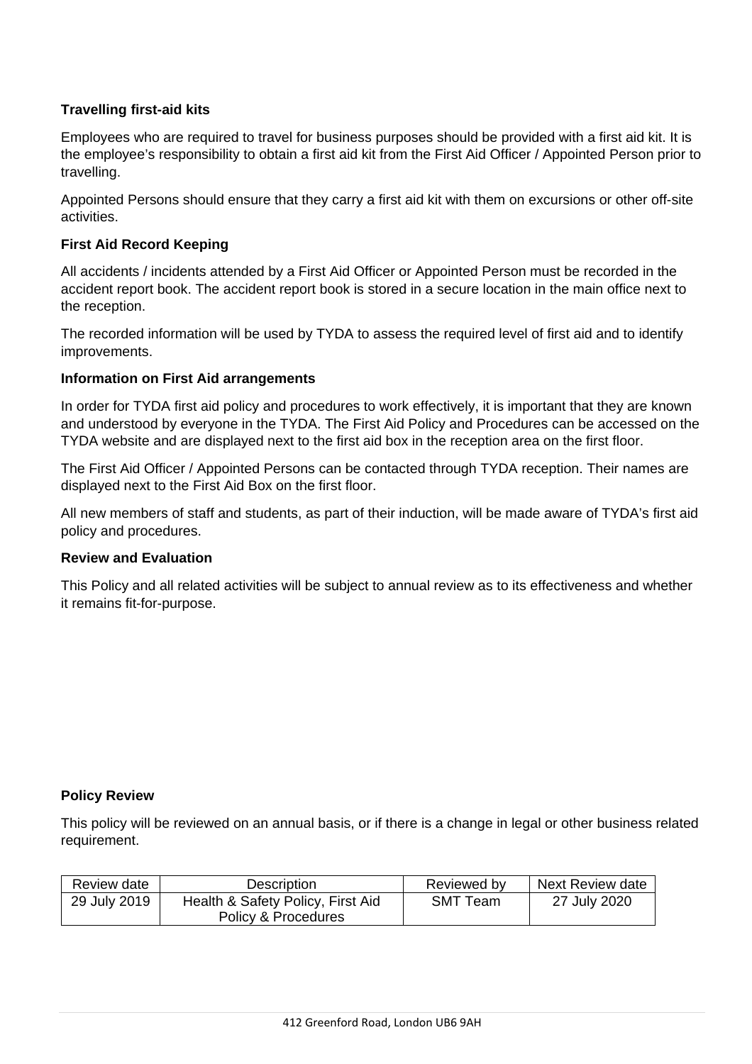**Travelling first-aid kits**

Employees who are required to travel for business purposes should be provided with a first aid kit. It is the employee's responsibility to obtain a first aid kit from the First Aid Officer / Appointed Person prior to travelling.

Appointed Persons should ensure that they carry a first aid kit with them on excursions or other off-site activities.

**First Aid Record Keeping**

All accidents / incidents attended by a First Aid Officer or Appointed Person must be recorded in the accident report book. The accident report book is stored in a secure location in the main office next to the reception.

The recorded information will be used by TYDA to assess the required level of first aid and to identify improvements.

**Information on First Aid arrangements**

In order for TYDA first aid policy and procedures to work effectively, it is important that they are known and understood by everyone in the TYDA. The First Aid Policy and Procedures can be accessed on the TYDA website and are displayed next to the first aid box in the reception area on the first floor.

The First Aid Officer / Appointed Persons can be contacted through TYDA reception. Their names are displayed next to the First Aid Box on the first floor.

All new members of staff and students, as part of their induction, will be made aware of TYDA's first aid policy and procedures.

**Review and Evaluation**

This Policy and all related activities will be subject to annual review as to its effectiveness and whether it remains fit-for-purpose.

**Policy Review**

This policy will be reviewed on an annual basis, or if there is a change in legal or other business related requirement.

| Review date | Description | Reviewed by | Next Review date |
|---|---|---|---|
| 29 July 2019 | Health & Safety Policy, First Aid Policy & Procedures | SMT Team | 27 July 2020 |